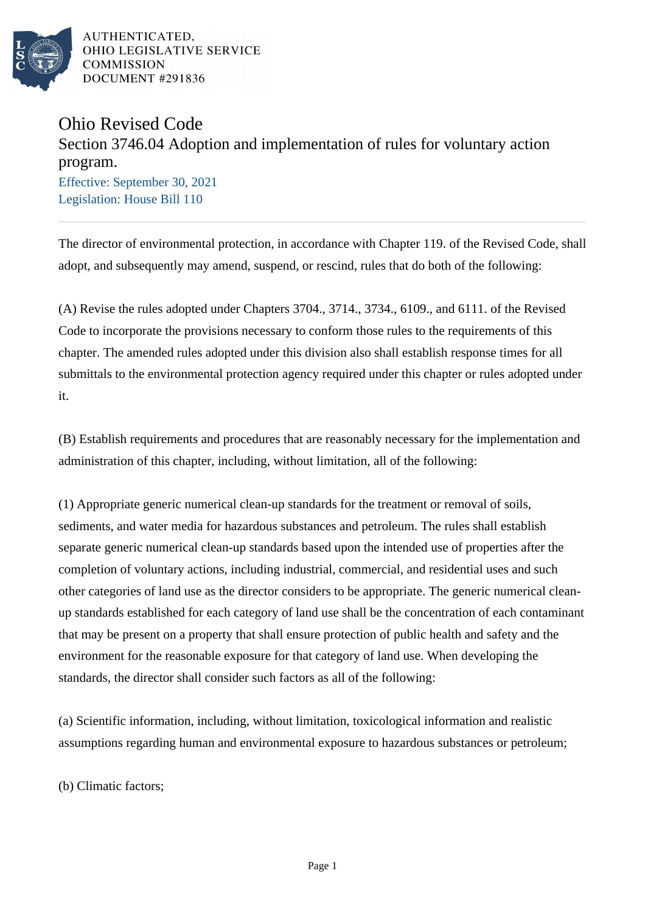AUTHENTICATED,
OHIO LEGISLATIVE SERVICE
COMMISSION
DOCUMENT #291836

# Ohio Revised Code

## Section 3746.04 Adoption and implementation of rules for voluntary action program.

Effective: September 30, 2021
Legislation: House Bill 110

---

The director of environmental protection, in accordance with Chapter 119. of the Revised Code, shall adopt, and subsequently may amend, suspend, or rescind, rules that do both of the following:

(A) Revise the rules adopted under Chapters 3704., 3714., 3734., 6109., and 6111. of the Revised Code to incorporate the provisions necessary to conform those rules to the requirements of this chapter. The amended rules adopted under this division also shall establish response times for all submittals to the environmental protection agency required under this chapter or rules adopted under it.

(B) Establish requirements and procedures that are reasonably necessary for the implementation and administration of this chapter, including, without limitation, all of the following:

(1) Appropriate generic numerical clean-up standards for the treatment or removal of soils, sediments, and water media for hazardous substances and petroleum. The rules shall establish separate generic numerical clean-up standards based upon the intended use of properties after the completion of voluntary actions, including industrial, commercial, and residential uses and such other categories of land use as the director considers to be appropriate. The generic numerical clean-up standards established for each category of land use shall be the concentration of each contaminant that may be present on a property that shall ensure protection of public health and safety and the environment for the reasonable exposure for that category of land use. When developing the standards, the director shall consider such factors as all of the following:

(a) Scientific information, including, without limitation, toxicological information and realistic assumptions regarding human and environmental exposure to hazardous substances or petroleum;

(b) Climatic factors;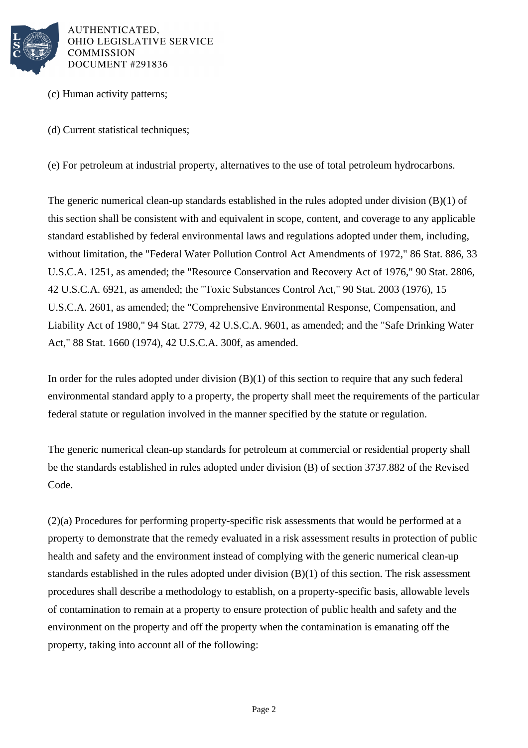(c) Human activity patterns;

(d) Current statistical techniques;

(e) For petroleum at industrial property, alternatives to the use of total petroleum hydrocarbons.

The generic numerical clean-up standards established in the rules adopted under division (B)(1) of this section shall be consistent with and equivalent in scope, content, and coverage to any applicable standard established by federal environmental laws and regulations adopted under them, including, without limitation, the "Federal Water Pollution Control Act Amendments of 1972," 86 Stat. 886, 33 U.S.C.A. 1251, as amended; the "Resource Conservation and Recovery Act of 1976," 90 Stat. 2806, 42 U.S.C.A. 6921, as amended; the "Toxic Substances Control Act," 90 Stat. 2003 (1976), 15 U.S.C.A. 2601, as amended; the "Comprehensive Environmental Response, Compensation, and Liability Act of 1980," 94 Stat. 2779, 42 U.S.C.A. 9601, as amended; and the "Safe Drinking Water Act," 88 Stat. 1660 (1974), 42 U.S.C.A. 300f, as amended.

In order for the rules adopted under division (B)(1) of this section to require that any such federal environmental standard apply to a property, the property shall meet the requirements of the particular federal statute or regulation involved in the manner specified by the statute or regulation.

The generic numerical clean-up standards for petroleum at commercial or residential property shall be the standards established in rules adopted under division (B) of section 3737.882 of the Revised Code.

(2)(a) Procedures for performing property-specific risk assessments that would be performed at a property to demonstrate that the remedy evaluated in a risk assessment results in protection of public health and safety and the environment instead of complying with the generic numerical clean-up standards established in the rules adopted under division (B)(1) of this section. The risk assessment procedures shall describe a methodology to establish, on a property-specific basis, allowable levels of contamination to remain at a property to ensure protection of public health and safety and the environment on the property and off the property when the contamination is emanating off the property, taking into account all of the following: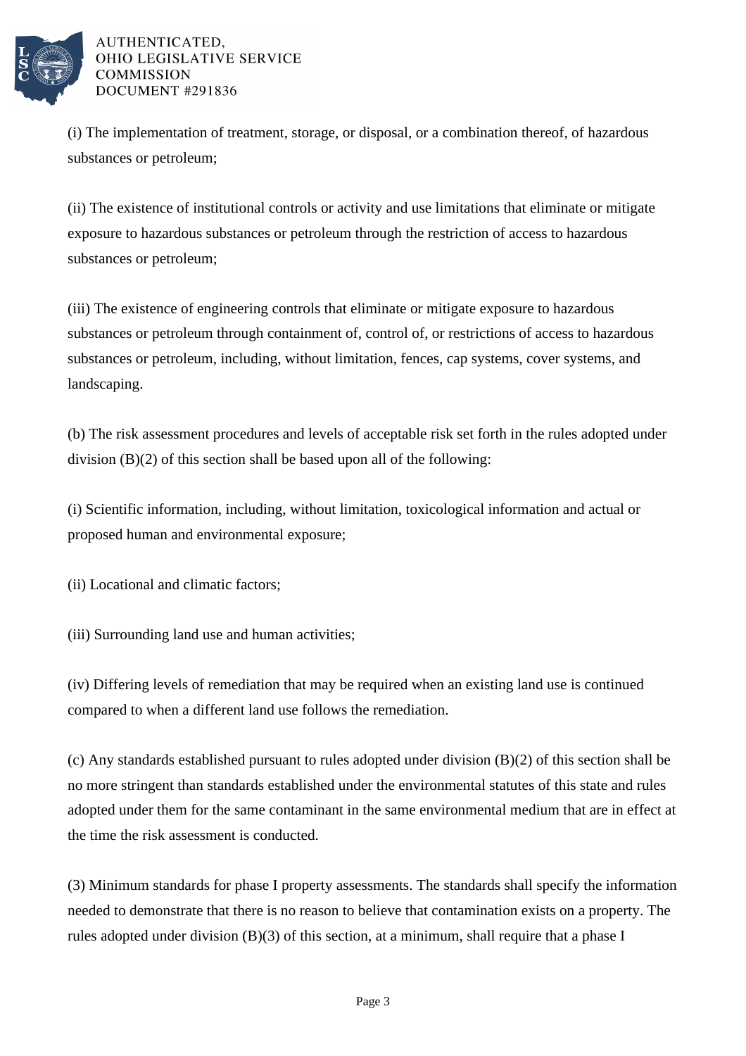(i) The implementation of treatment, storage, or disposal, or a combination thereof, of hazardous substances or petroleum;

(ii) The existence of institutional controls or activity and use limitations that eliminate or mitigate exposure to hazardous substances or petroleum through the restriction of access to hazardous substances or petroleum;

(iii) The existence of engineering controls that eliminate or mitigate exposure to hazardous substances or petroleum through containment of, control of, or restrictions of access to hazardous substances or petroleum, including, without limitation, fences, cap systems, cover systems, and landscaping.

(b) The risk assessment procedures and levels of acceptable risk set forth in the rules adopted under division (B)(2) of this section shall be based upon all of the following:

(i) Scientific information, including, without limitation, toxicological information and actual or proposed human and environmental exposure;

(ii) Locational and climatic factors;

(iii) Surrounding land use and human activities;

(iv) Differing levels of remediation that may be required when an existing land use is continued compared to when a different land use follows the remediation.

(c) Any standards established pursuant to rules adopted under division (B)(2) of this section shall be no more stringent than standards established under the environmental statutes of this state and rules adopted under them for the same contaminant in the same environmental medium that are in effect at the time the risk assessment is conducted.

(3) Minimum standards for phase I property assessments. The standards shall specify the information needed to demonstrate that there is no reason to believe that contamination exists on a property. The rules adopted under division (B)(3) of this section, at a minimum, shall require that a phase I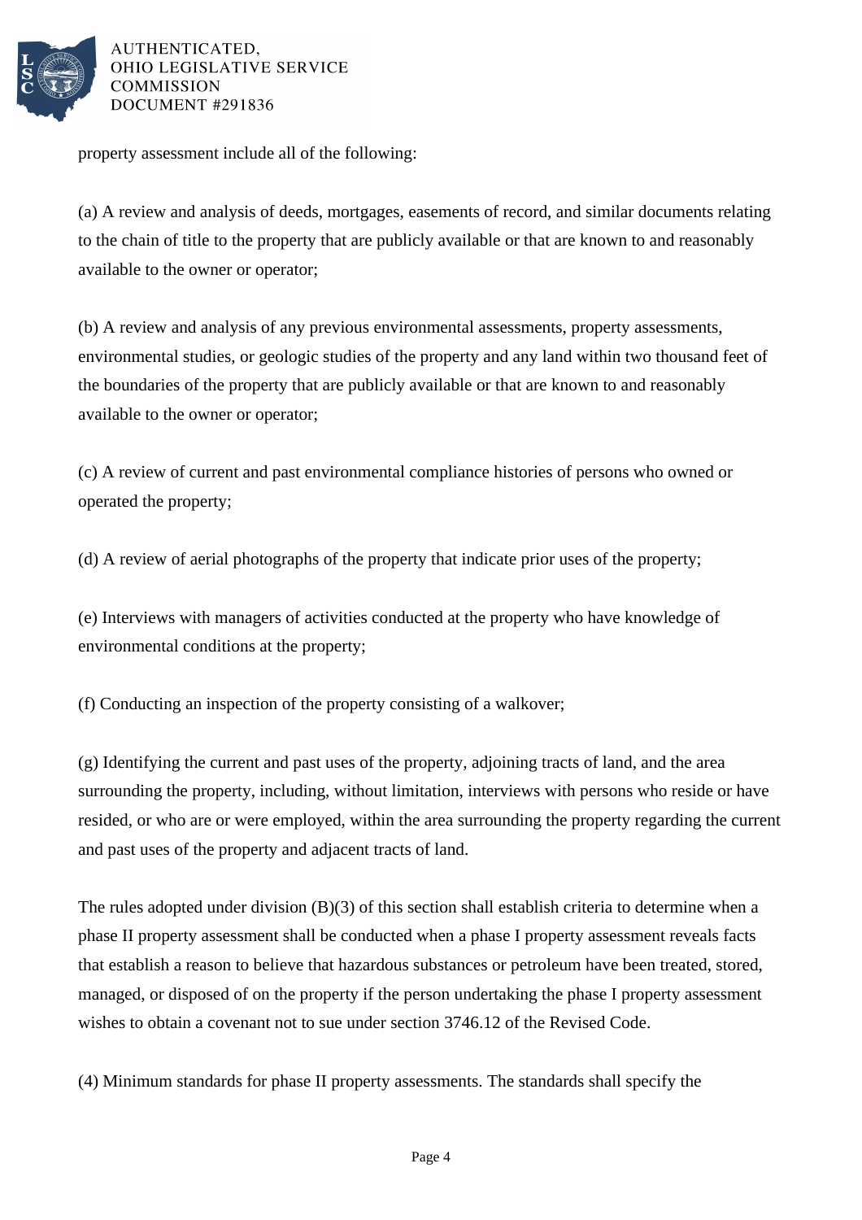property assessment include all of the following:

(a) A review and analysis of deeds, mortgages, easements of record, and similar documents relating to the chain of title to the property that are publicly available or that are known to and reasonably available to the owner or operator;

(b) A review and analysis of any previous environmental assessments, property assessments, environmental studies, or geologic studies of the property and any land within two thousand feet of the boundaries of the property that are publicly available or that are known to and reasonably available to the owner or operator;

(c) A review of current and past environmental compliance histories of persons who owned or operated the property;

(d) A review of aerial photographs of the property that indicate prior uses of the property;

(e) Interviews with managers of activities conducted at the property who have knowledge of environmental conditions at the property;

(f) Conducting an inspection of the property consisting of a walkover;

(g) Identifying the current and past uses of the property, adjoining tracts of land, and the area surrounding the property, including, without limitation, interviews with persons who reside or have resided, or who are or were employed, within the area surrounding the property regarding the current and past uses of the property and adjacent tracts of land.

The rules adopted under division (B)(3) of this section shall establish criteria to determine when a phase II property assessment shall be conducted when a phase I property assessment reveals facts that establish a reason to believe that hazardous substances or petroleum have been treated, stored, managed, or disposed of on the property if the person undertaking the phase I property assessment wishes to obtain a covenant not to sue under section 3746.12 of the Revised Code.

(4) Minimum standards for phase II property assessments. The standards shall specify the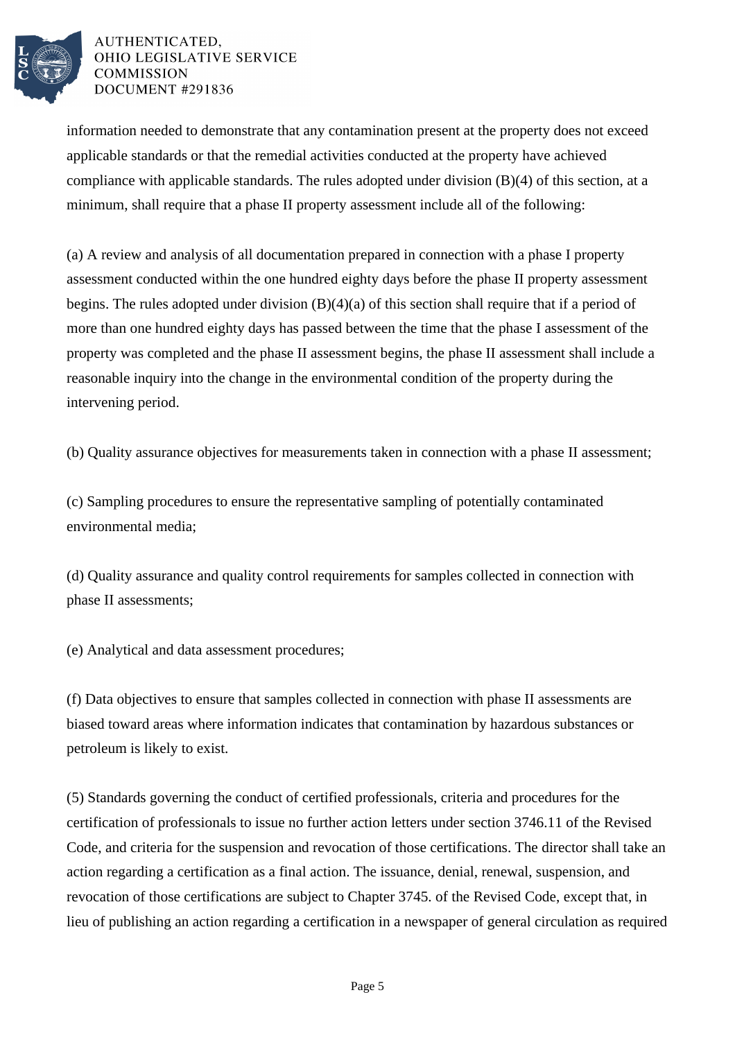information needed to demonstrate that any contamination present at the property does not exceed applicable standards or that the remedial activities conducted at the property have achieved compliance with applicable standards. The rules adopted under division (B)(4) of this section, at a minimum, shall require that a phase II property assessment include all of the following:

(a) A review and analysis of all documentation prepared in connection with a phase I property assessment conducted within the one hundred eighty days before the phase II property assessment begins. The rules adopted under division (B)(4)(a) of this section shall require that if a period of more than one hundred eighty days has passed between the time that the phase I assessment of the property was completed and the phase II assessment begins, the phase II assessment shall include a reasonable inquiry into the change in the environmental condition of the property during the intervening period.

(b) Quality assurance objectives for measurements taken in connection with a phase II assessment;

(c) Sampling procedures to ensure the representative sampling of potentially contaminated environmental media;

(d) Quality assurance and quality control requirements for samples collected in connection with phase II assessments;

(e) Analytical and data assessment procedures;

(f) Data objectives to ensure that samples collected in connection with phase II assessments are biased toward areas where information indicates that contamination by hazardous substances or petroleum is likely to exist.

(5) Standards governing the conduct of certified professionals, criteria and procedures for the certification of professionals to issue no further action letters under section 3746.11 of the Revised Code, and criteria for the suspension and revocation of those certifications. The director shall take an action regarding a certification as a final action. The issuance, denial, renewal, suspension, and revocation of those certifications are subject to Chapter 3745. of the Revised Code, except that, in lieu of publishing an action regarding a certification in a newspaper of general circulation as required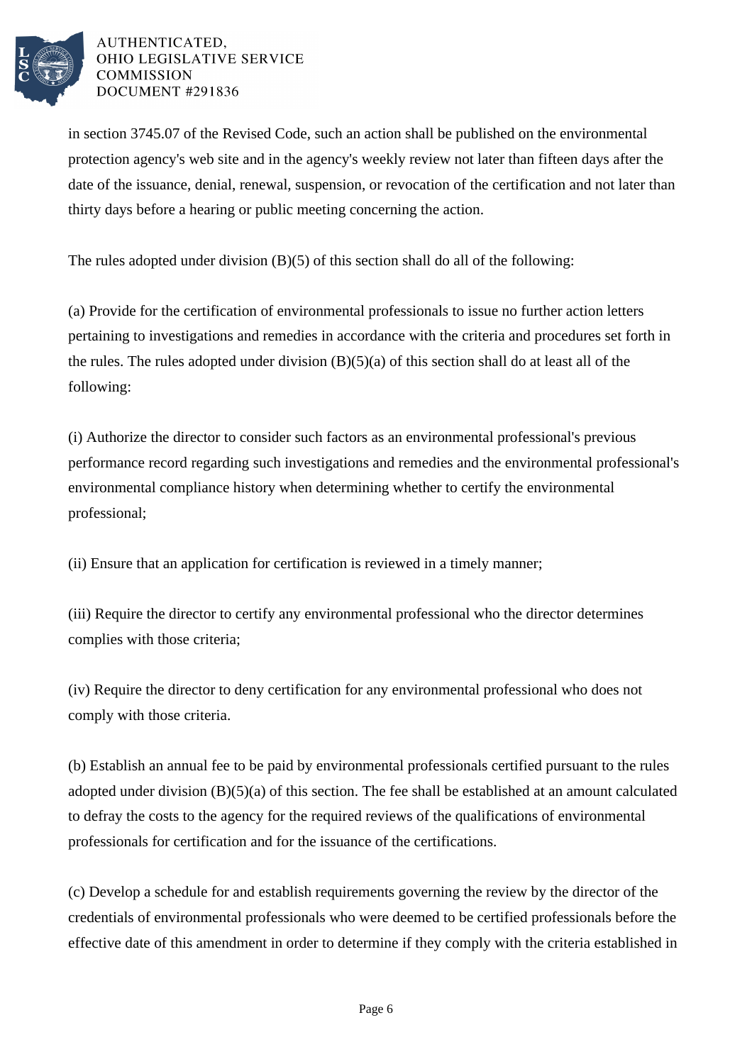in section 3745.07 of the Revised Code, such an action shall be published on the environmental protection agency's web site and in the agency's weekly review not later than fifteen days after the date of the issuance, denial, renewal, suspension, or revocation of the certification and not later than thirty days before a hearing or public meeting concerning the action.

The rules adopted under division (B)(5) of this section shall do all of the following:

(a) Provide for the certification of environmental professionals to issue no further action letters pertaining to investigations and remedies in accordance with the criteria and procedures set forth in the rules. The rules adopted under division (B)(5)(a) of this section shall do at least all of the following:

(i) Authorize the director to consider such factors as an environmental professional's previous performance record regarding such investigations and remedies and the environmental professional's environmental compliance history when determining whether to certify the environmental professional;

(ii) Ensure that an application for certification is reviewed in a timely manner;

(iii) Require the director to certify any environmental professional who the director determines complies with those criteria;

(iv) Require the director to deny certification for any environmental professional who does not comply with those criteria.

(b) Establish an annual fee to be paid by environmental professionals certified pursuant to the rules adopted under division (B)(5)(a) of this section. The fee shall be established at an amount calculated to defray the costs to the agency for the required reviews of the qualifications of environmental professionals for certification and for the issuance of the certifications.

(c) Develop a schedule for and establish requirements governing the review by the director of the credentials of environmental professionals who were deemed to be certified professionals before the effective date of this amendment in order to determine if they comply with the criteria established in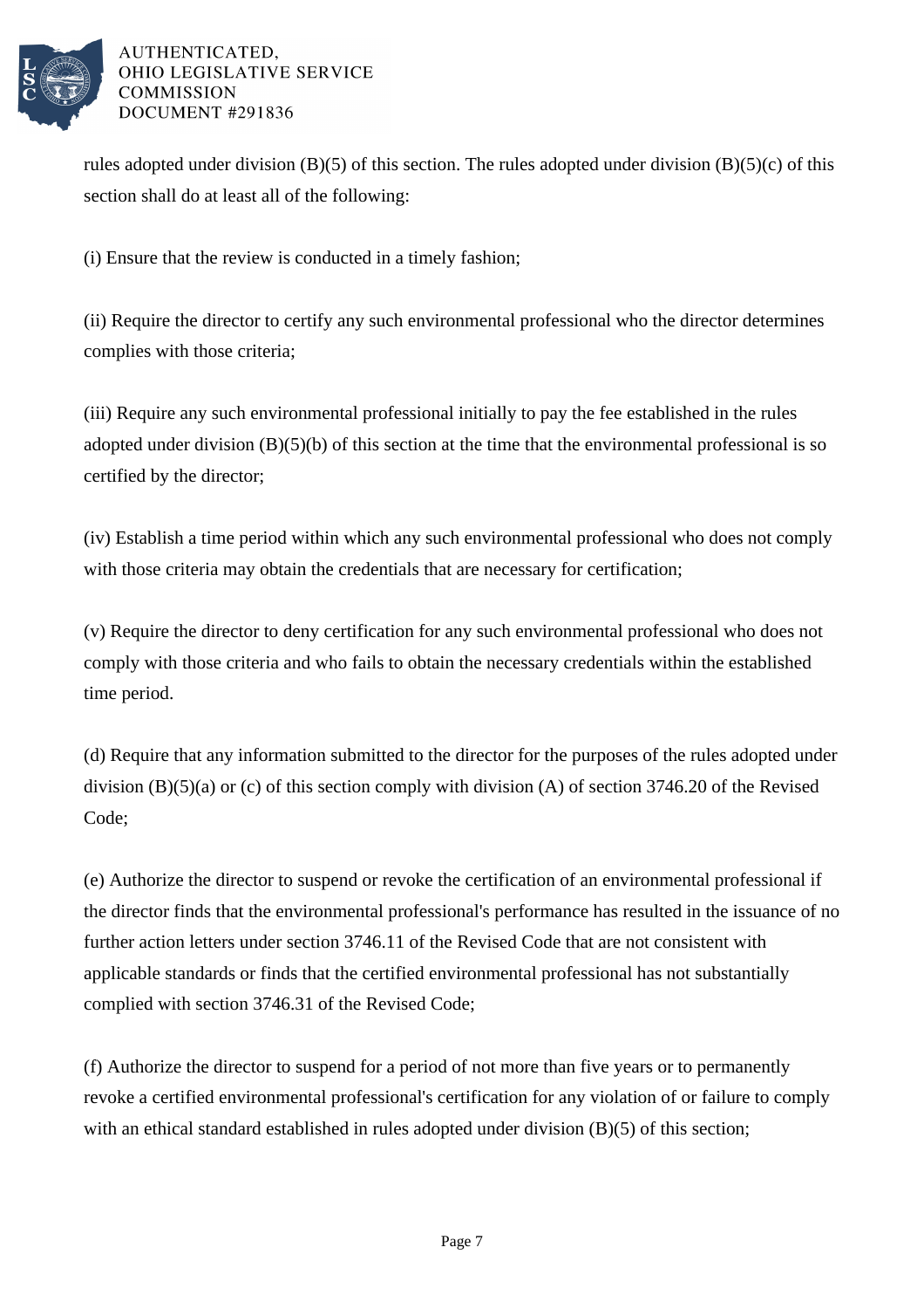rules adopted under division (B)(5) of this section. The rules adopted under division (B)(5)(c) of this section shall do at least all of the following:

(i) Ensure that the review is conducted in a timely fashion;

(ii) Require the director to certify any such environmental professional who the director determines complies with those criteria;

(iii) Require any such environmental professional initially to pay the fee established in the rules adopted under division (B)(5)(b) of this section at the time that the environmental professional is so certified by the director;

(iv) Establish a time period within which any such environmental professional who does not comply with those criteria may obtain the credentials that are necessary for certification;

(v) Require the director to deny certification for any such environmental professional who does not comply with those criteria and who fails to obtain the necessary credentials within the established time period.

(d) Require that any information submitted to the director for the purposes of the rules adopted under division (B)(5)(a) or (c) of this section comply with division (A) of section 3746.20 of the Revised Code;

(e) Authorize the director to suspend or revoke the certification of an environmental professional if the director finds that the environmental professional's performance has resulted in the issuance of no further action letters under section 3746.11 of the Revised Code that are not consistent with applicable standards or finds that the certified environmental professional has not substantially complied with section 3746.31 of the Revised Code;

(f) Authorize the director to suspend for a period of not more than five years or to permanently revoke a certified environmental professional's certification for any violation of or failure to comply with an ethical standard established in rules adopted under division (B)(5) of this section;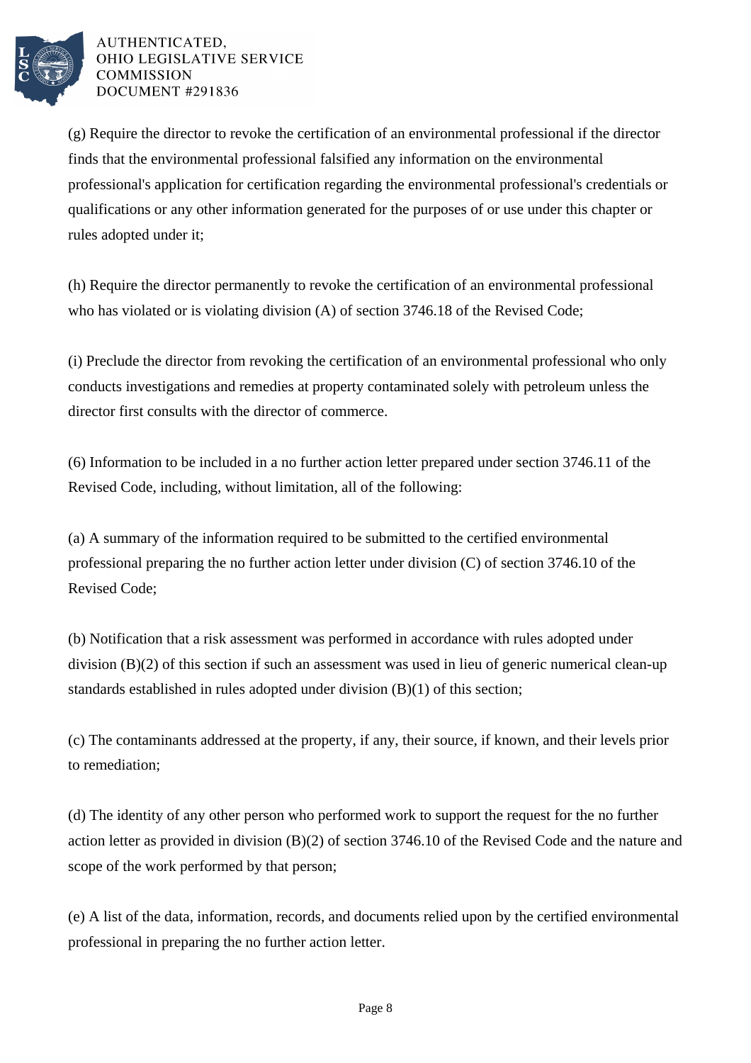(g) Require the director to revoke the certification of an environmental professional if the director finds that the environmental professional falsified any information on the environmental professional's application for certification regarding the environmental professional's credentials or qualifications or any other information generated for the purposes of or use under this chapter or rules adopted under it;

(h) Require the director permanently to revoke the certification of an environmental professional who has violated or is violating division (A) of section 3746.18 of the Revised Code;

(i) Preclude the director from revoking the certification of an environmental professional who only conducts investigations and remedies at property contaminated solely with petroleum unless the director first consults with the director of commerce.

(6) Information to be included in a no further action letter prepared under section 3746.11 of the Revised Code, including, without limitation, all of the following:

(a) A summary of the information required to be submitted to the certified environmental professional preparing the no further action letter under division (C) of section 3746.10 of the Revised Code;

(b) Notification that a risk assessment was performed in accordance with rules adopted under division (B)(2) of this section if such an assessment was used in lieu of generic numerical clean-up standards established in rules adopted under division (B)(1) of this section;

(c) The contaminants addressed at the property, if any, their source, if known, and their levels prior to remediation;

(d) The identity of any other person who performed work to support the request for the no further action letter as provided in division (B)(2) of section 3746.10 of the Revised Code and the nature and scope of the work performed by that person;

(e) A list of the data, information, records, and documents relied upon by the certified environmental professional in preparing the no further action letter.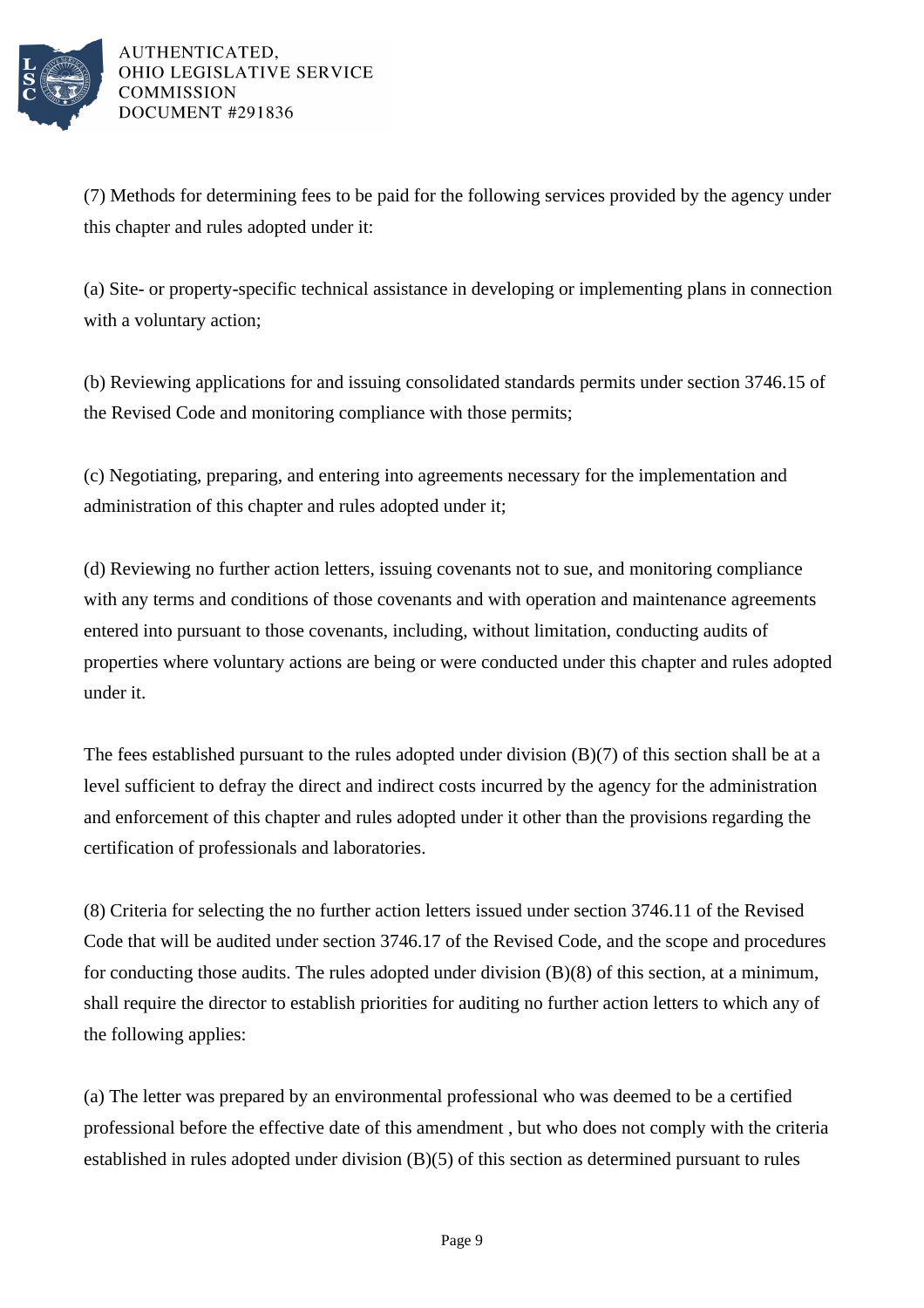(7) Methods for determining fees to be paid for the following services provided by the agency under this chapter and rules adopted under it:

(a) Site- or property-specific technical assistance in developing or implementing plans in connection with a voluntary action;

(b) Reviewing applications for and issuing consolidated standards permits under section 3746.15 of the Revised Code and monitoring compliance with those permits;

(c) Negotiating, preparing, and entering into agreements necessary for the implementation and administration of this chapter and rules adopted under it;

(d) Reviewing no further action letters, issuing covenants not to sue, and monitoring compliance with any terms and conditions of those covenants and with operation and maintenance agreements entered into pursuant to those covenants, including, without limitation, conducting audits of properties where voluntary actions are being or were conducted under this chapter and rules adopted under it.

The fees established pursuant to the rules adopted under division (B)(7) of this section shall be at a level sufficient to defray the direct and indirect costs incurred by the agency for the administration and enforcement of this chapter and rules adopted under it other than the provisions regarding the certification of professionals and laboratories.

(8) Criteria for selecting the no further action letters issued under section 3746.11 of the Revised Code that will be audited under section 3746.17 of the Revised Code, and the scope and procedures for conducting those audits. The rules adopted under division (B)(8) of this section, at a minimum, shall require the director to establish priorities for auditing no further action letters to which any of the following applies:

(a) The letter was prepared by an environmental professional who was deemed to be a certified professional before the effective date of this amendment , but who does not comply with the criteria established in rules adopted under division (B)(5) of this section as determined pursuant to rules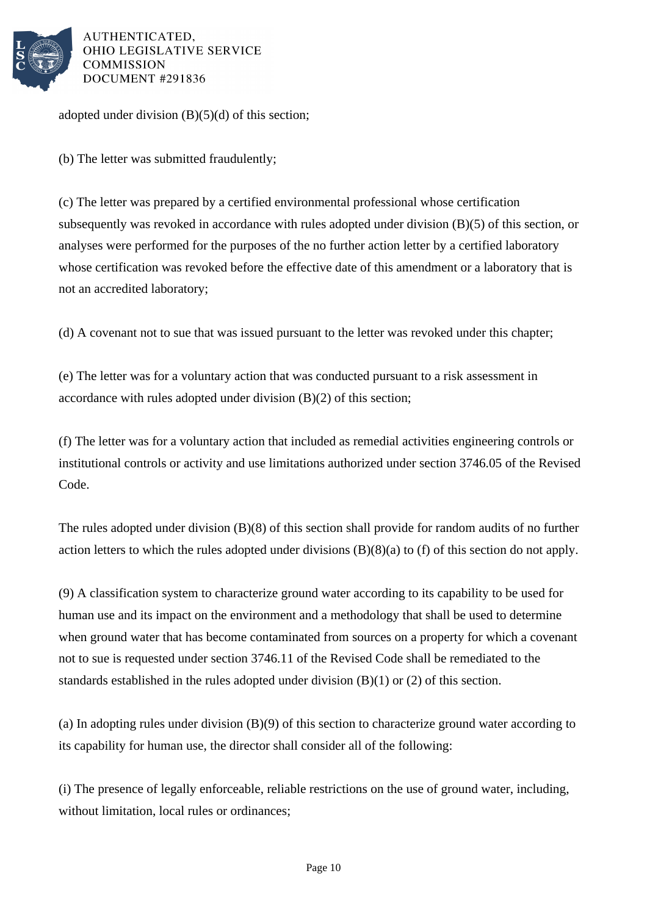adopted under division (B)(5)(d) of this section;

(b) The letter was submitted fraudulently;

(c) The letter was prepared by a certified environmental professional whose certification subsequently was revoked in accordance with rules adopted under division (B)(5) of this section, or analyses were performed for the purposes of the no further action letter by a certified laboratory whose certification was revoked before the effective date of this amendment or a laboratory that is not an accredited laboratory;

(d) A covenant not to sue that was issued pursuant to the letter was revoked under this chapter;

(e) The letter was for a voluntary action that was conducted pursuant to a risk assessment in accordance with rules adopted under division (B)(2) of this section;

(f) The letter was for a voluntary action that included as remedial activities engineering controls or institutional controls or activity and use limitations authorized under section 3746.05 of the Revised Code.

The rules adopted under division (B)(8) of this section shall provide for random audits of no further action letters to which the rules adopted under divisions (B)(8)(a) to (f) of this section do not apply.

(9) A classification system to characterize ground water according to its capability to be used for human use and its impact on the environment and a methodology that shall be used to determine when ground water that has become contaminated from sources on a property for which a covenant not to sue is requested under section 3746.11 of the Revised Code shall be remediated to the standards established in the rules adopted under division (B)(1) or (2) of this section.

(a) In adopting rules under division (B)(9) of this section to characterize ground water according to its capability for human use, the director shall consider all of the following:

(i) The presence of legally enforceable, reliable restrictions on the use of ground water, including, without limitation, local rules or ordinances;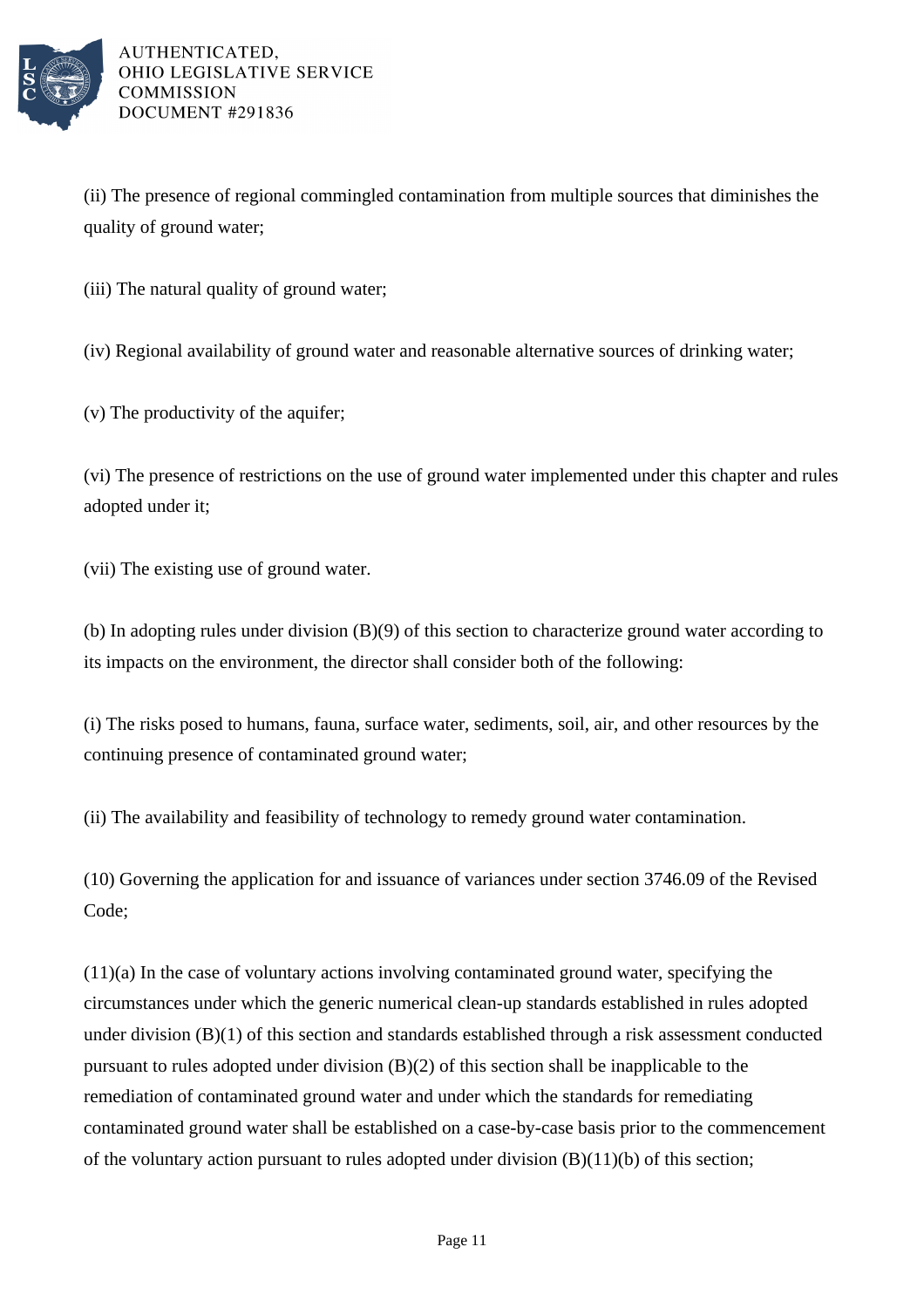(ii) The presence of regional commingled contamination from multiple sources that diminishes the quality of ground water;

(iii) The natural quality of ground water;

(iv) Regional availability of ground water and reasonable alternative sources of drinking water;

(v) The productivity of the aquifer;

(vi) The presence of restrictions on the use of ground water implemented under this chapter and rules adopted under it;

(vii) The existing use of ground water.

(b) In adopting rules under division (B)(9) of this section to characterize ground water according to its impacts on the environment, the director shall consider both of the following:

(i) The risks posed to humans, fauna, surface water, sediments, soil, air, and other resources by the continuing presence of contaminated ground water;

(ii) The availability and feasibility of technology to remedy ground water contamination.

(10) Governing the application for and issuance of variances under section 3746.09 of the Revised Code;

(11)(a) In the case of voluntary actions involving contaminated ground water, specifying the circumstances under which the generic numerical clean-up standards established in rules adopted under division (B)(1) of this section and standards established through a risk assessment conducted pursuant to rules adopted under division (B)(2) of this section shall be inapplicable to the remediation of contaminated ground water and under which the standards for remediating contaminated ground water shall be established on a case-by-case basis prior to the commencement of the voluntary action pursuant to rules adopted under division (B)(11)(b) of this section;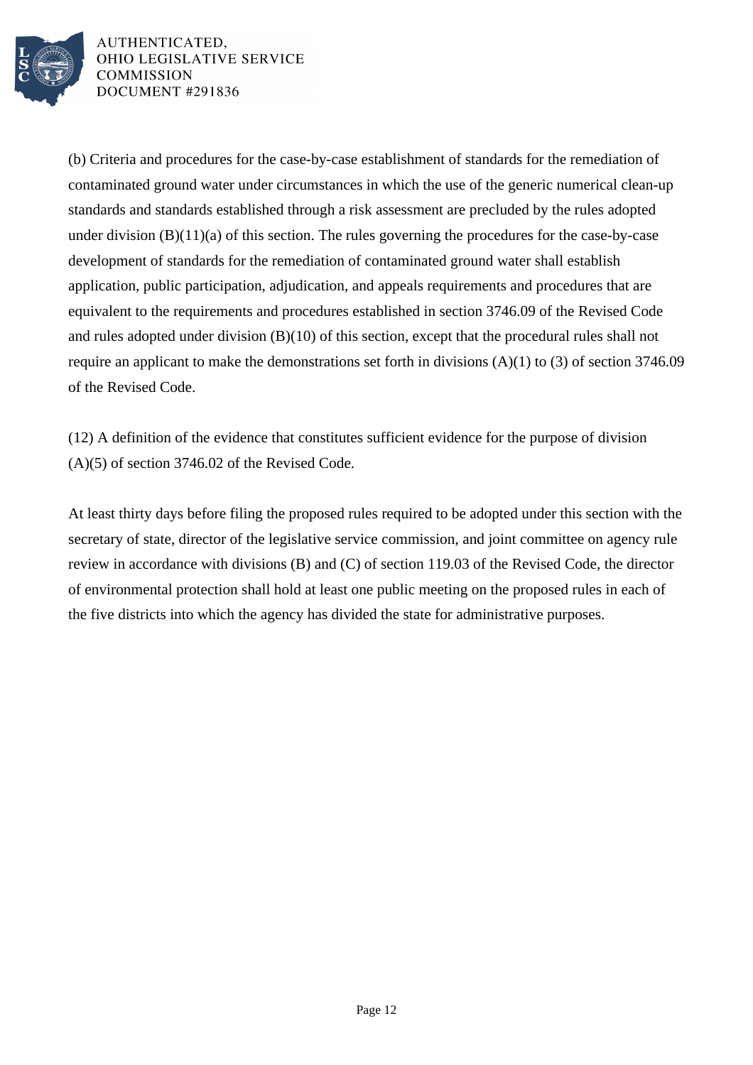(b) Criteria and procedures for the case-by-case establishment of standards for the remediation of contaminated ground water under circumstances in which the use of the generic numerical clean-up standards and standards established through a risk assessment are precluded by the rules adopted under division (B)(11)(a) of this section. The rules governing the procedures for the case-by-case development of standards for the remediation of contaminated ground water shall establish application, public participation, adjudication, and appeals requirements and procedures that are equivalent to the requirements and procedures established in section 3746.09 of the Revised Code and rules adopted under division (B)(10) of this section, except that the procedural rules shall not require an applicant to make the demonstrations set forth in divisions (A)(1) to (3) of section 3746.09 of the Revised Code.

(12) A definition of the evidence that constitutes sufficient evidence for the purpose of division (A)(5) of section 3746.02 of the Revised Code.

At least thirty days before filing the proposed rules required to be adopted under this section with the secretary of state, director of the legislative service commission, and joint committee on agency rule review in accordance with divisions (B) and (C) of section 119.03 of the Revised Code, the director of environmental protection shall hold at least one public meeting on the proposed rules in each of the five districts into which the agency has divided the state for administrative purposes.